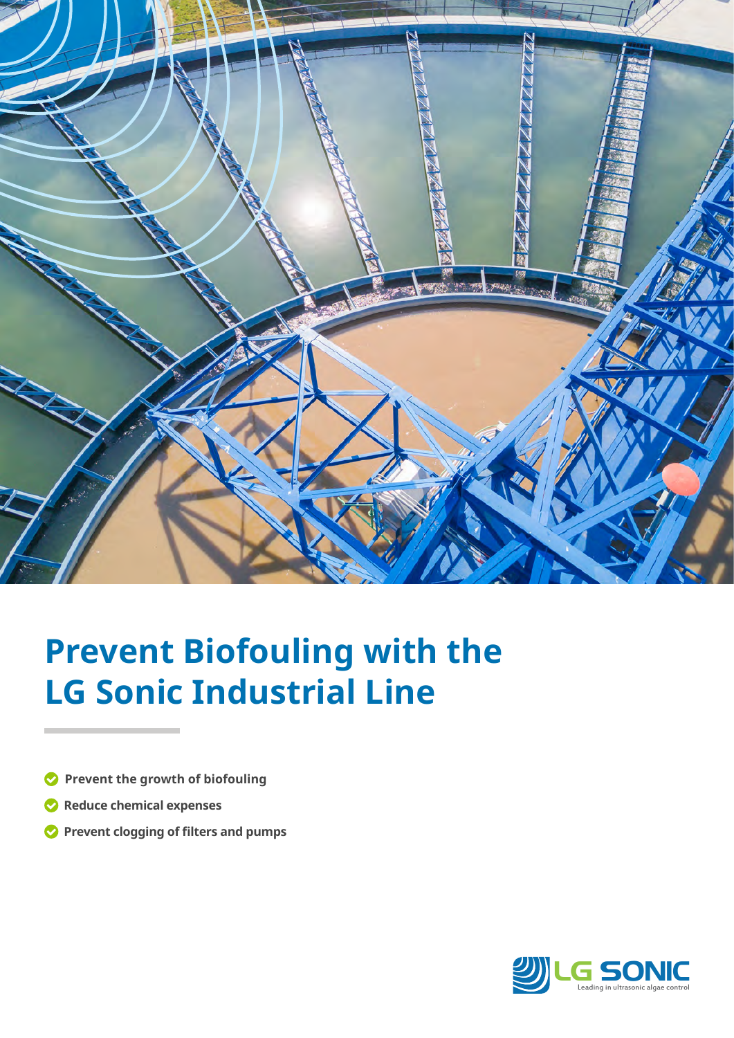# Prevent Biofouling with the LG Sonic Industrial Line

- **Prevent the growth of biofouling**
- **Reduce chemical expenses**
- **Prevent clogging of filters and pumps**

LG SONIC
Leading in ultrasonic algae control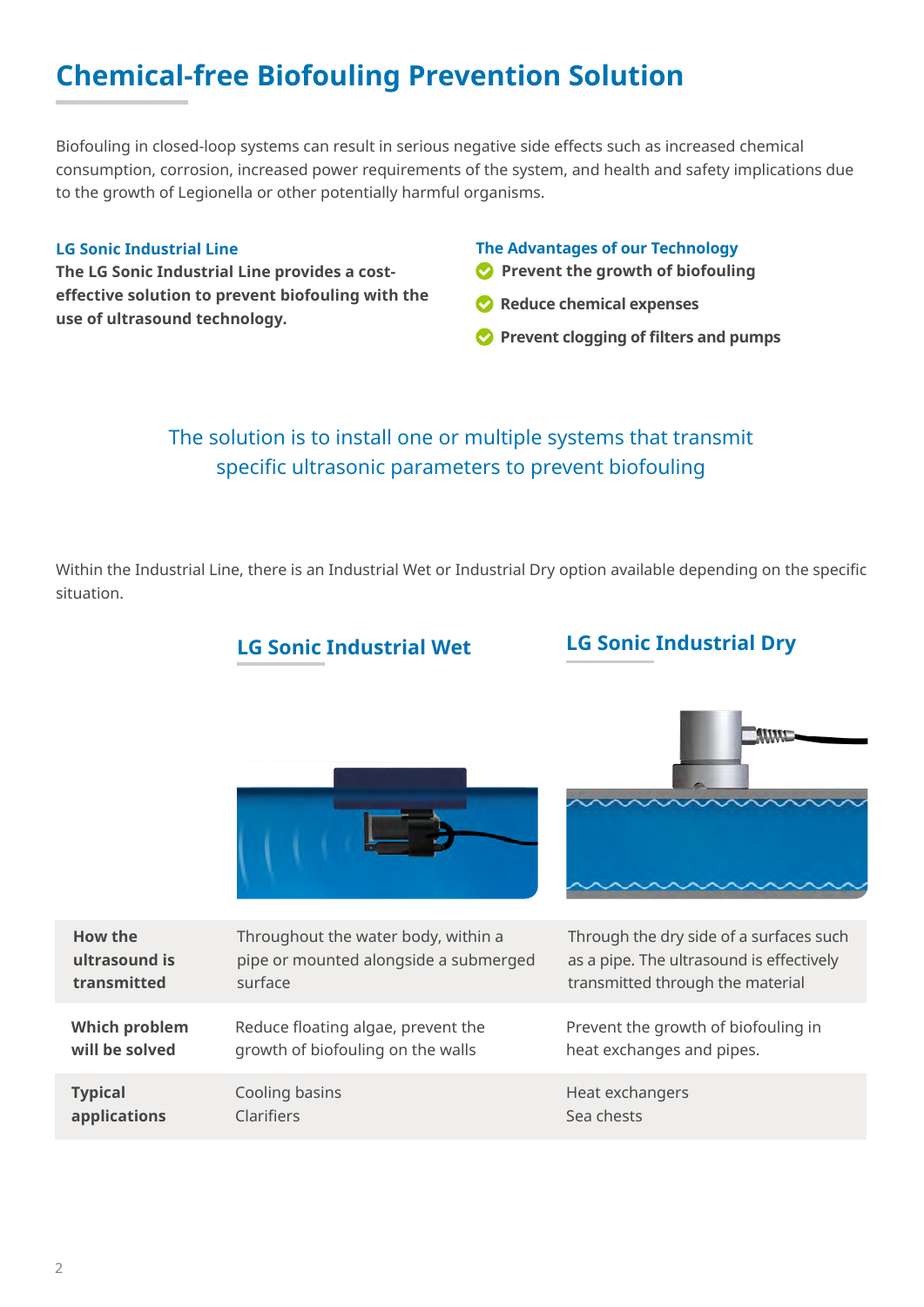# Chemical-free Biofouling Prevention Solution

Biofouling in closed-loop systems can result in serious negative side effects such as increased chemical consumption, corrosion, increased power requirements of the system, and health and safety implications due to the growth of Legionella or other potentially harmful organisms.

### LG Sonic Industrial Line

**The LG Sonic Industrial Line provides a cost-effective solution to prevent biofouling with the use of ultrasound technology.**

### The Advantages of our Technology

- **Prevent the growth of biofouling**
- **Reduce chemical expenses**
- **Prevent clogging of filters and pumps**

The solution is to install one or multiple systems that transmit specific ultrasonic parameters to prevent biofouling

Within the Industrial Line, there is an Industrial Wet or Industrial Dry option available depending on the specific situation.

| | LG Sonic Industrial Wet | LG Sonic Industrial Dry |
|---|---|---|
| **How the ultrasound is transmitted** | Throughout the water body, within a pipe or mounted alongside a submerged surface | Through the dry side of a surfaces such as a pipe. The ultrasound is effectively transmitted through the material |
| **Which problem will be solved** | Reduce floating algae, prevent the growth of biofouling on the walls | Prevent the growth of biofouling in heat exchanges and pipes. |
| **Typical applications** | Cooling basins<br>Clarifiers | Heat exchangers<br>Sea chests |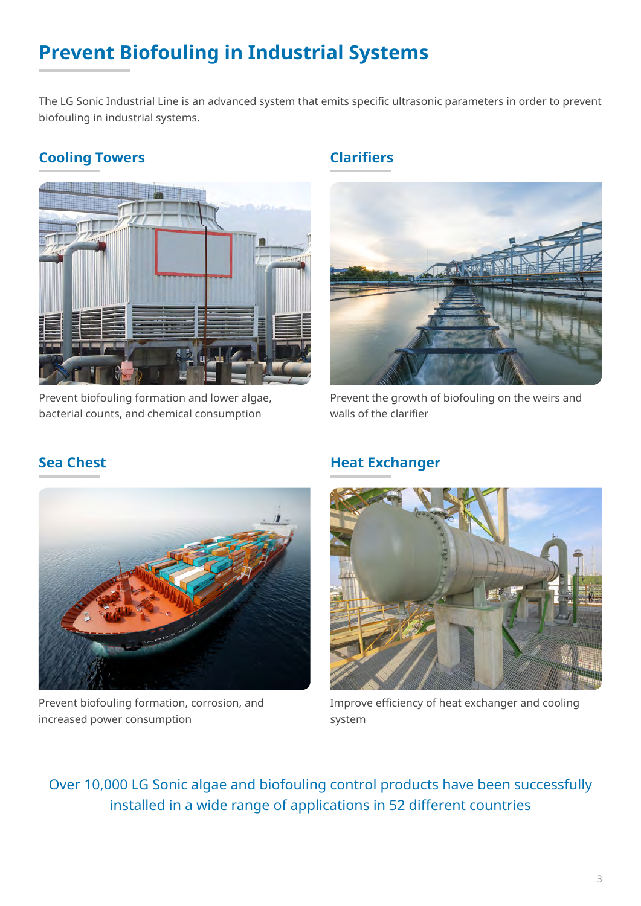# Prevent Biofouling in Industrial Systems

The LG Sonic Industrial Line is an advanced system that emits specific ultrasonic parameters in order to prevent biofouling in industrial systems.

## Cooling Towers

Prevent biofouling formation and lower algae, bacterial counts, and chemical consumption

## Clarifiers

Prevent the growth of biofouling on the weirs and walls of the clarifier

## Sea Chest

Prevent biofouling formation, corrosion, and increased power consumption

## Heat Exchanger

Improve efficiency of heat exchanger and cooling system

Over 10,000 LG Sonic algae and biofouling control products have been successfully installed in a wide range of applications in 52 different countries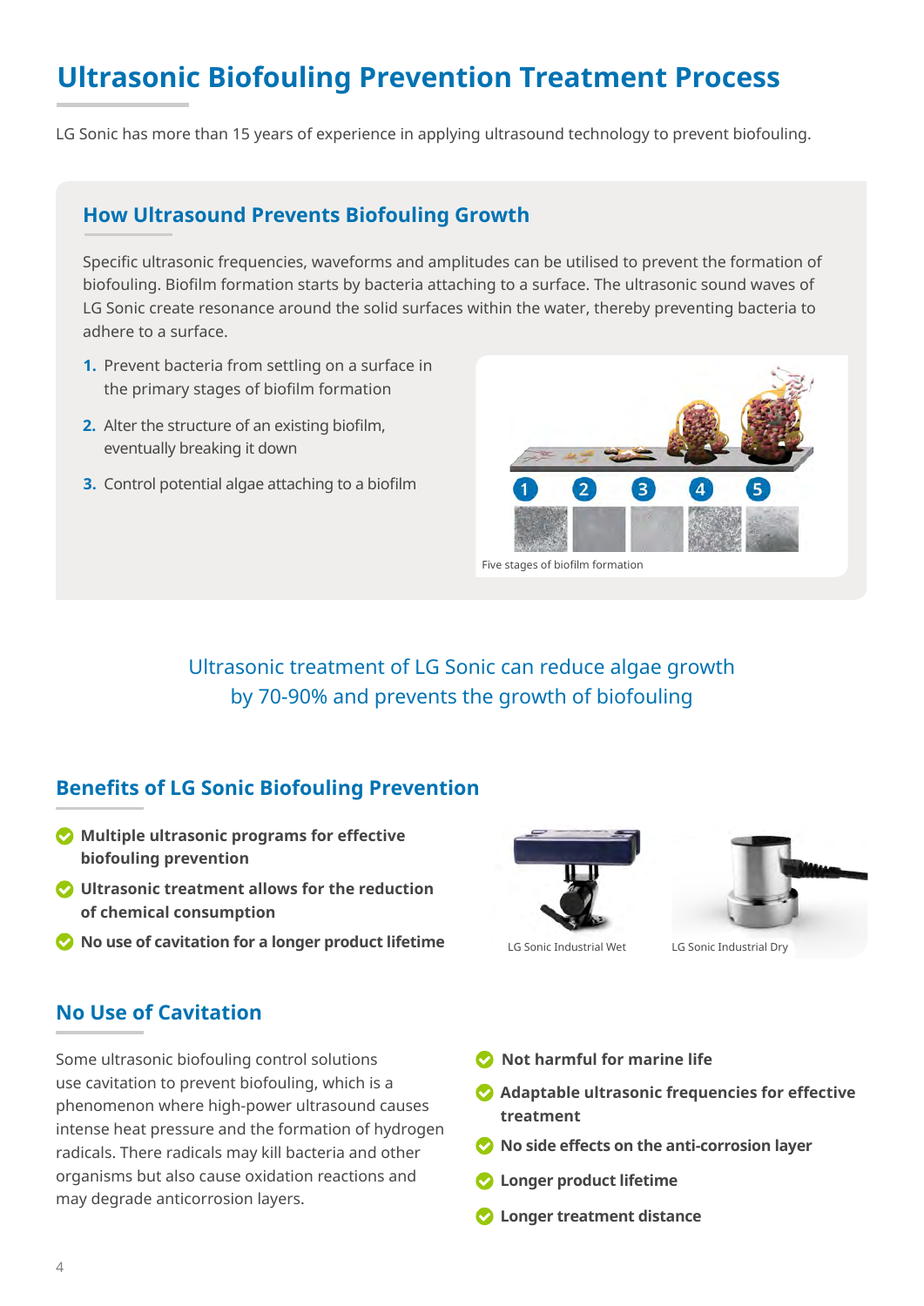# Ultrasonic Biofouling Prevention Treatment Process

LG Sonic has more than 15 years of experience in applying ultrasound technology to prevent biofouling.

## How Ultrasound Prevents Biofouling Growth

Specific ultrasonic frequencies, waveforms and amplitudes can be utilised to prevent the formation of biofouling. Biofilm formation starts by bacteria attaching to a surface. The ultrasonic sound waves of LG Sonic create resonance around the solid surfaces within the water, thereby preventing bacteria to adhere to a surface.

1. Prevent bacteria from settling on a surface in the primary stages of biofilm formation
2. Alter the structure of an existing biofilm, eventually breaking it down
3. Control potential algae attaching to a biofilm

Five stages of biofilm formation

Ultrasonic treatment of LG Sonic can reduce algae growth by 70-90% and prevents the growth of biofouling

## Benefits of LG Sonic Biofouling Prevention

- **Multiple ultrasonic programs for effective biofouling prevention**
- **Ultrasonic treatment allows for the reduction of chemical consumption**
- **No use of cavitation for a longer product lifetime**

LG Sonic Industrial Wet

LG Sonic Industrial Dry

## No Use of Cavitation

Some ultrasonic biofouling control solutions use cavitation to prevent biofouling, which is a phenomenon where high-power ultrasound causes intense heat pressure and the formation of hydrogen radicals. There radicals may kill bacteria and other organisms but also cause oxidation reactions and may degrade anticorrosion layers.

- **Not harmful for marine life**
- **Adaptable ultrasonic frequencies for effective treatment**
- **No side effects on the anti-corrosion layer**
- **Longer product lifetime**
- **Longer treatment distance**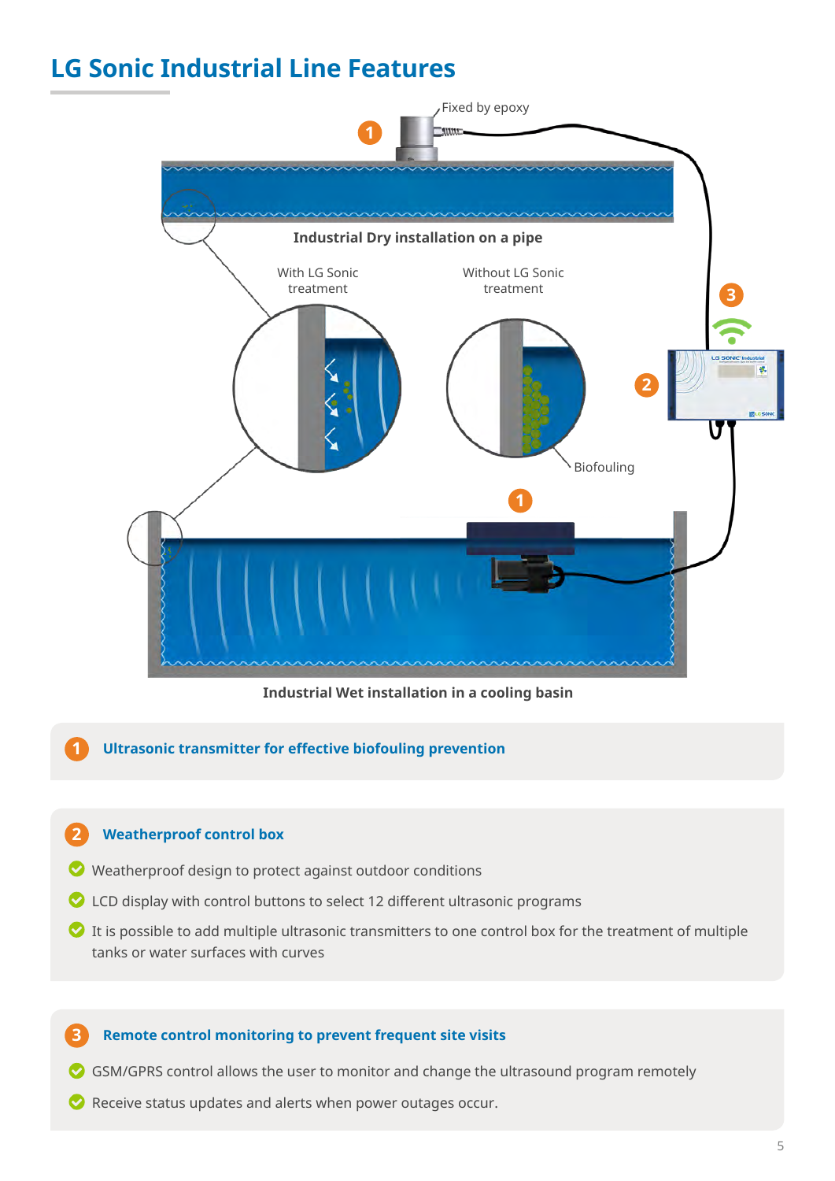## LG Sonic Industrial Line Features

Fixed by epoxy

**Industrial Dry installation on a pipe**

With LG Sonic treatment

Without LG Sonic treatment

Biofouling

**Industrial Wet installation in a cooling basin**

### 1 Ultrasonic transmitter for effective biofouling prevention

### 2 Weatherproof control box

- Weatherproof design to protect against outdoor conditions
- LCD display with control buttons to select 12 different ultrasonic programs
- It is possible to add multiple ultrasonic transmitters to one control box for the treatment of multiple tanks or water surfaces with curves

### 3 Remote control monitoring to prevent frequent site visits

- GSM/GPRS control allows the user to monitor and change the ultrasound program remotely
- Receive status updates and alerts when power outages occur.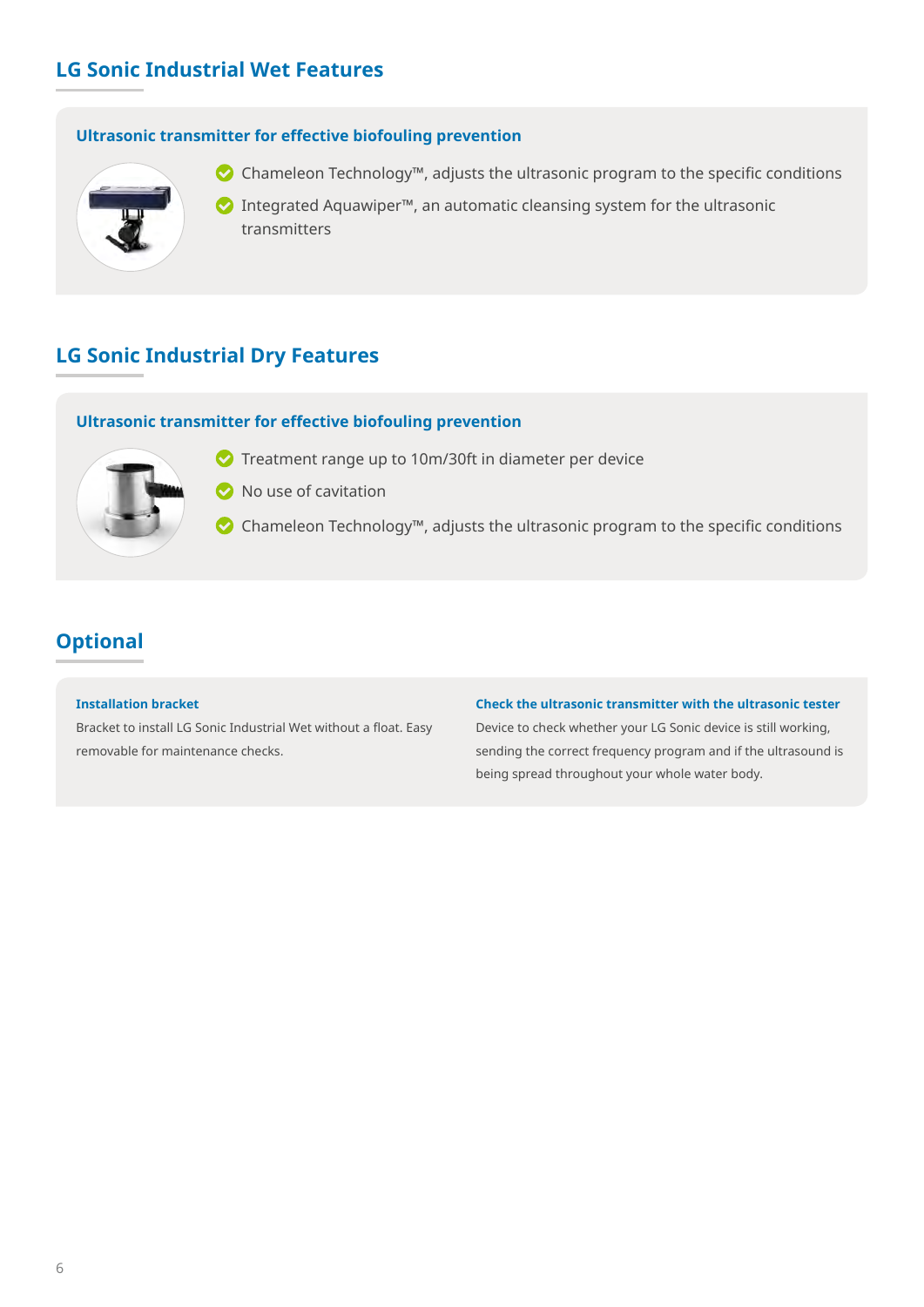## LG Sonic Industrial Wet Features

### Ultrasonic transmitter for effective biofouling prevention

- Chameleon Technology™, adjusts the ultrasonic program to the specific conditions
- Integrated Aquawiper™, an automatic cleansing system for the ultrasonic transmitters

## LG Sonic Industrial Dry Features

### Ultrasonic transmitter for effective biofouling prevention

- Treatment range up to 10m/30ft in diameter per device
- No use of cavitation
- Chameleon Technology™, adjusts the ultrasonic program to the specific conditions

## Optional

**Installation bracket**

Bracket to install LG Sonic Industrial Wet without a float. Easy removable for maintenance checks.

**Check the ultrasonic transmitter with the ultrasonic tester**

Device to check whether your LG Sonic device is still working, sending the correct frequency program and if the ultrasound is being spread throughout your whole water body.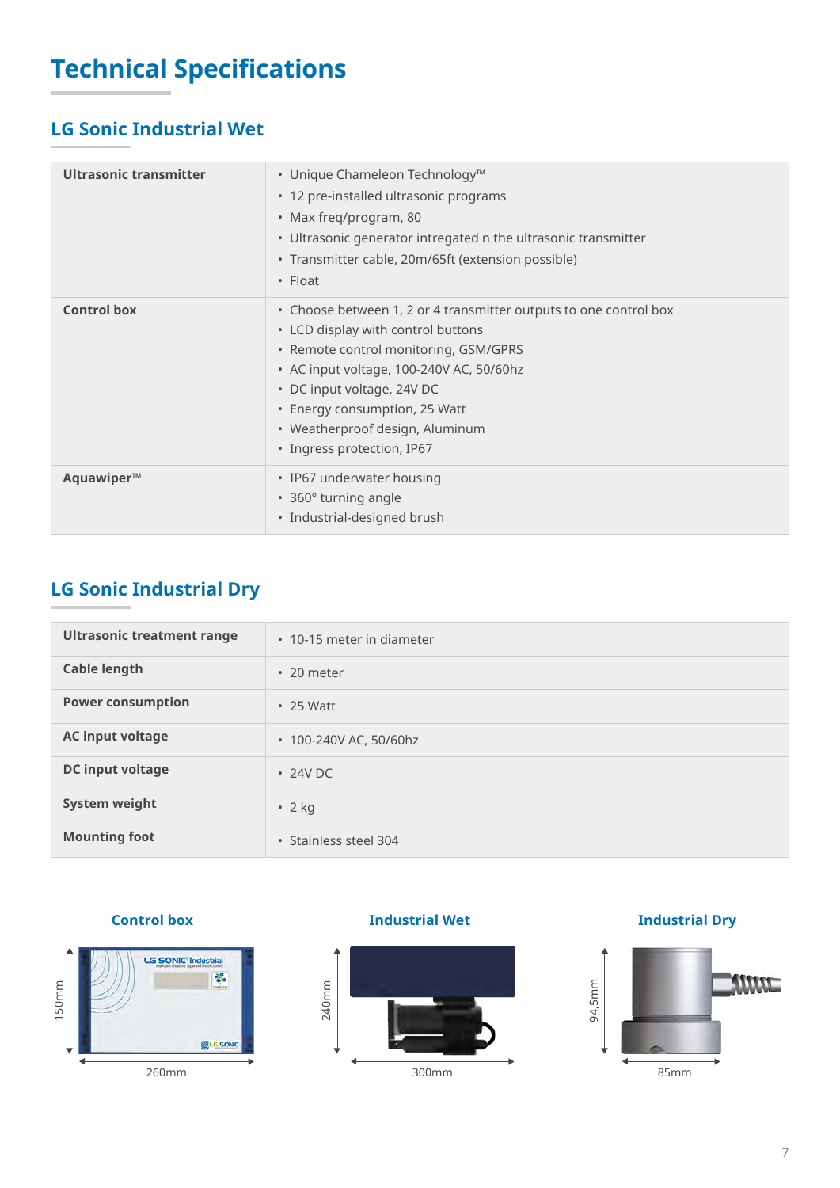# Technical Specifications

## LG Sonic Industrial Wet

| | |
|---|---|
| **Ultrasonic transmitter** | • Unique Chameleon Technology™<br>• 12 pre-installed ultrasonic programs<br>• Max freq/program, 80<br>• Ultrasonic generator intregated n the ultrasonic transmitter<br>• Transmitter cable, 20m/65ft (extension possible)<br>• Float |
| **Control box** | • Choose between 1, 2 or 4 transmitter outputs to one control box<br>• LCD display with control buttons<br>• Remote control monitoring, GSM/GPRS<br>• AC input voltage, 100-240V AC, 50/60hz<br>• DC input voltage, 24V DC<br>• Energy consumption, 25 Watt<br>• Weatherproof design, Aluminum<br>• Ingress protection, IP67 |
| **Aquawiper™** | • IP67 underwater housing<br>• 360° turning angle<br>• Industrial-designed brush |

## LG Sonic Industrial Dry

| | |
|---|---|
| **Ultrasonic treatment range** | • 10-15 meter in diameter |
| **Cable length** | • 20 meter |
| **Power consumption** | • 25 Watt |
| **AC input voltage** | • 100-240V AC, 50/60hz |
| **DC input voltage** | • 24V DC |
| **System weight** | • 2 kg |
| **Mounting foot** | • Stainless steel 304 |

**Control box**

150mm × 260mm

**Industrial Wet**

240mm × 300mm

**Industrial Dry**

94,5mm × 85mm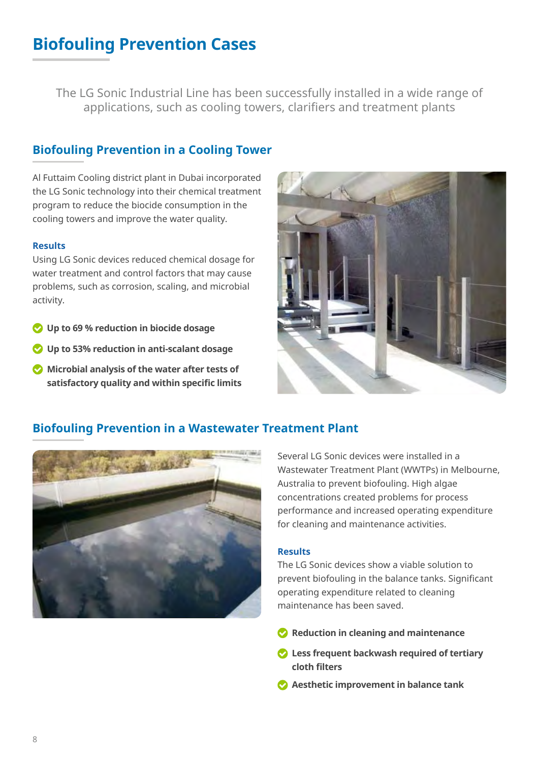# Biofouling Prevention Cases

The LG Sonic Industrial Line has been successfully installed in a wide range of applications, such as cooling towers, clarifiers and treatment plants

## Biofouling Prevention in a Cooling Tower

Al Futtaim Cooling district plant in Dubai incorporated the LG Sonic technology into their chemical treatment program to reduce the biocide consumption in the cooling towers and improve the water quality.

### Results

Using LG Sonic devices reduced chemical dosage for water treatment and control factors that may cause problems, such as corrosion, scaling, and microbial activity.

- **Up to 69 % reduction in biocide dosage**
- **Up to 53% reduction in anti-scalant dosage**
- **Microbial analysis of the water after tests of satisfactory quality and within specific limits**

## Biofouling Prevention in a Wastewater Treatment Plant

Several LG Sonic devices were installed in a Wastewater Treatment Plant (WWTPs) in Melbourne, Australia to prevent biofouling. High algae concentrations created problems for process performance and increased operating expenditure for cleaning and maintenance activities.

### Results

The LG Sonic devices show a viable solution to prevent biofouling in the balance tanks. Significant operating expenditure related to cleaning maintenance has been saved.

- **Reduction in cleaning and maintenance**
- **Less frequent backwash required of tertiary cloth filters**
- **Aesthetic improvement in balance tank**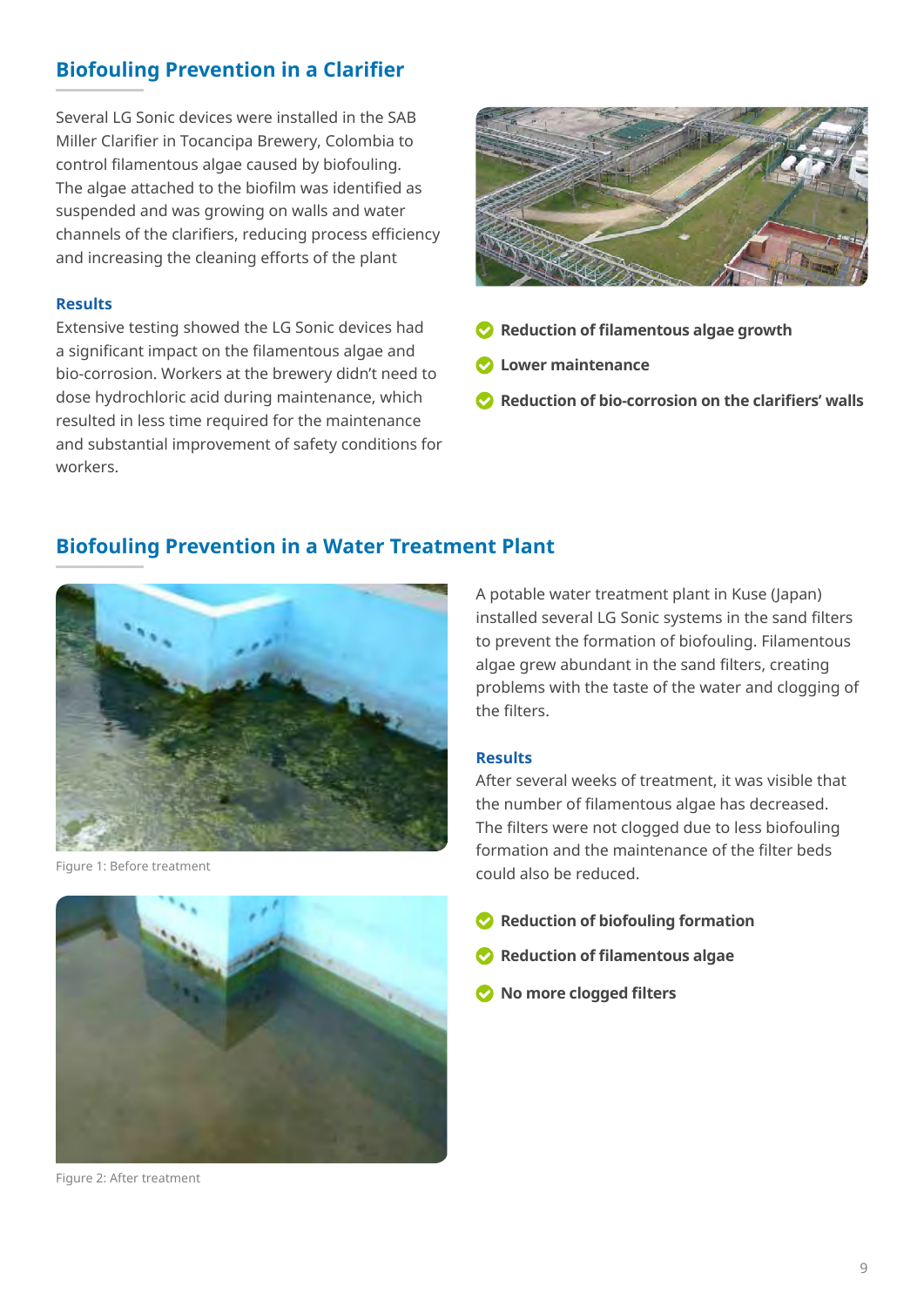## Biofouling Prevention in a Clarifier

Several LG Sonic devices were installed in the SAB Miller Clarifier in Tocancipa Brewery, Colombia to control filamentous algae caused by biofouling. The algae attached to the biofilm was identified as suspended and was growing on walls and water channels of the clarifiers, reducing process efficiency and increasing the cleaning efforts of the plant

### Results

Extensive testing showed the LG Sonic devices had a significant impact on the filamentous algae and bio-corrosion. Workers at the brewery didn't need to dose hydrochloric acid during maintenance, which resulted in less time required for the maintenance and substantial improvement of safety conditions for workers.

- **Reduction of filamentous algae growth**
- **Lower maintenance**
- **Reduction of bio-corrosion on the clarifiers' walls**

## Biofouling Prevention in a Water Treatment Plant

Figure 1: Before treatment

Figure 2: After treatment

A potable water treatment plant in Kuse (Japan) installed several LG Sonic systems in the sand filters to prevent the formation of biofouling. Filamentous algae grew abundant in the sand filters, creating problems with the taste of the water and clogging of the filters.

### Results

After several weeks of treatment, it was visible that the number of filamentous algae has decreased. The filters were not clogged due to less biofouling formation and the maintenance of the filter beds could also be reduced.

- **Reduction of biofouling formation**
- **Reduction of filamentous algae**
- **No more clogged filters**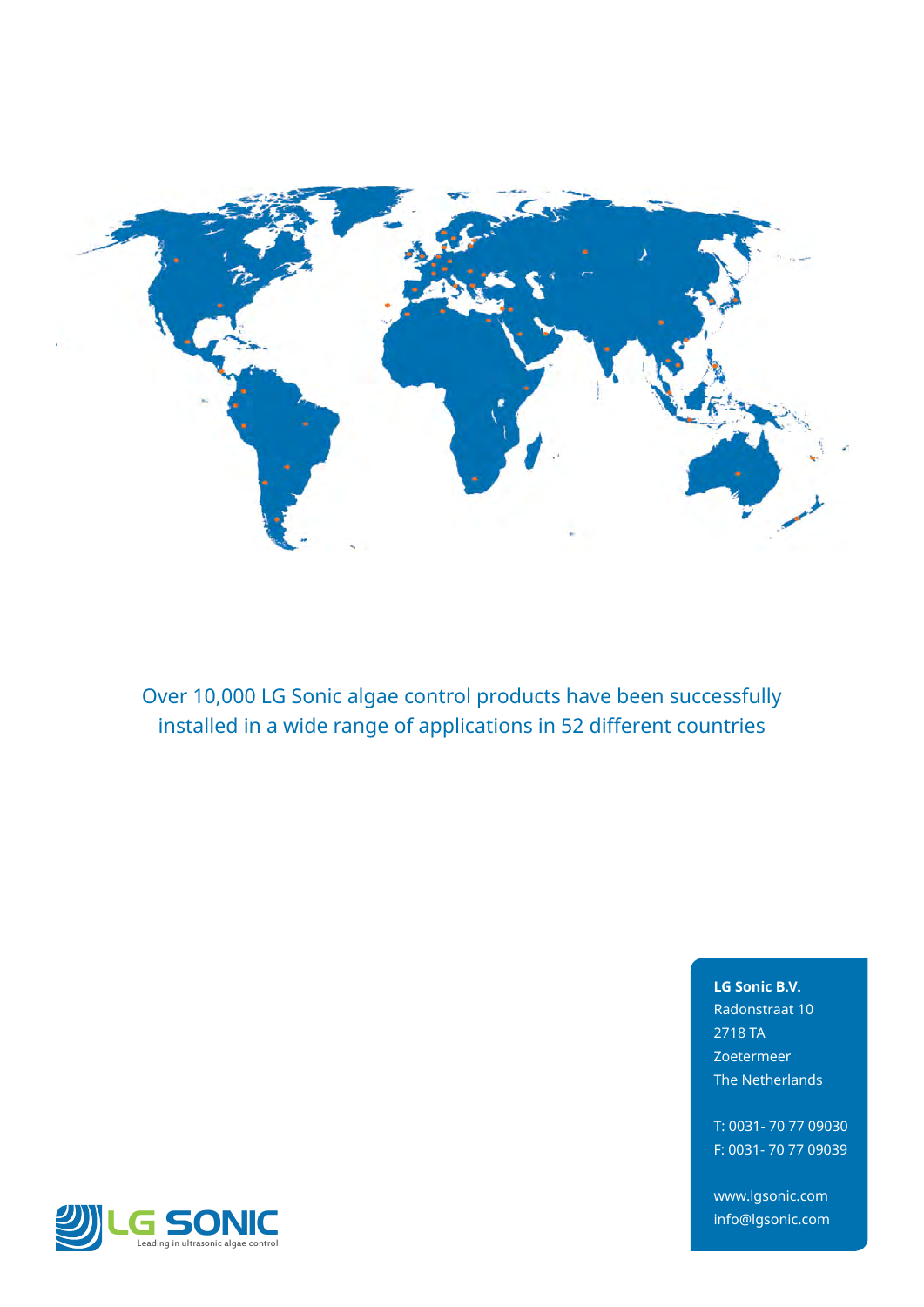Over 10,000 LG Sonic algae control products have been successfully installed in a wide range of applications in 52 different countries

**LG Sonic B.V.**
Radonstraat 10
2718 TA
Zoetermeer
The Netherlands

T: 0031- 70 77 09030
F: 0031- 70 77 09039

www.lgsonic.com
info@lgsonic.com

LG SONIC
Leading in ultrasonic algae control